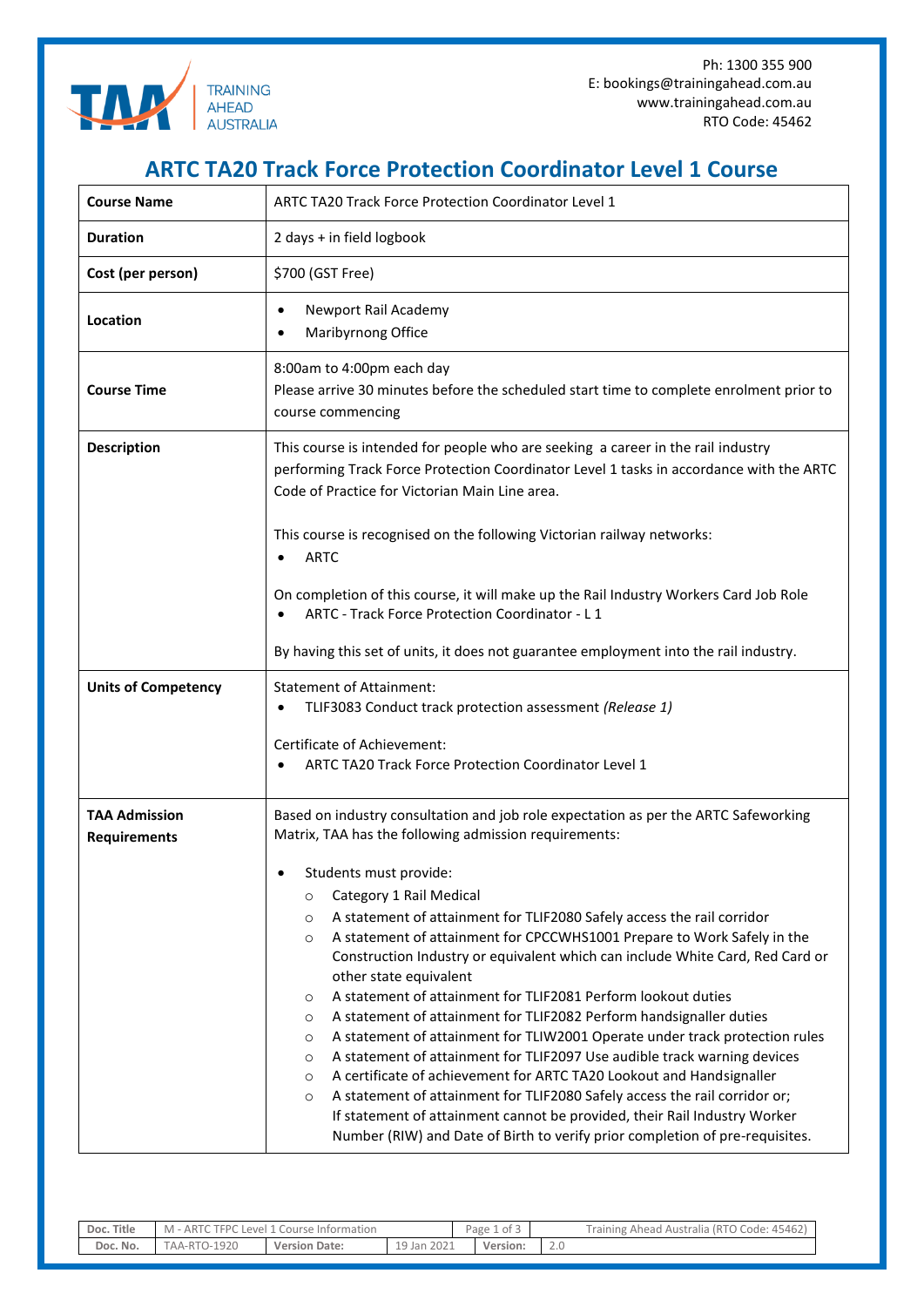Ph: 1300 355 900
E: bookings@trainingahead.com.au
www.trainingahead.com.au
RTO Code: 45462

# ARTC TA20 Track Force Protection Coordinator Level 1 Course

| | |
|---|---|
| **Course Name** | ARTC TA20 Track Force Protection Coordinator Level 1 |
| **Duration** | 2 days + in field logbook |
| **Cost (per person)** | $700 (GST Free) |
| **Location** | • Newport Rail Academy<br>• Maribyrnong Office |
| **Course Time** | 8:00am to 4:00pm each day<br>Please arrive 30 minutes before the scheduled start time to complete enrolment prior to course commencing |
| **Description** | This course is intended for people who are seeking a career in the rail industry performing Track Force Protection Coordinator Level 1 tasks in accordance with the ARTC Code of Practice for Victorian Main Line area.<br><br>This course is recognised on the following Victorian railway networks:<br>• ARTC<br><br>On completion of this course, it will make up the Rail Industry Workers Card Job Role<br>• ARTC - Track Force Protection Coordinator - L 1<br><br>By having this set of units, it does not guarantee employment into the rail industry. |
| **Units of Competency** | Statement of Attainment:<br>• TLIF3083 Conduct track protection assessment *(Release 1)*<br><br>Certificate of Achievement:<br>• ARTC TA20 Track Force Protection Coordinator Level 1 |
| **TAA Admission Requirements** | Based on industry consultation and job role expectation as per the ARTC Safeworking Matrix, TAA has the following admission requirements:<br><br>• Students must provide:<br>  ○ Category 1 Rail Medical<br>  ○ A statement of attainment for TLIF2080 Safely access the rail corridor<br>  ○ A statement of attainment for CPCCWHS1001 Prepare to Work Safely in the Construction Industry or equivalent which can include White Card, Red Card or other state equivalent<br>  ○ A statement of attainment for TLIF2081 Perform lookout duties<br>  ○ A statement of attainment for TLIF2082 Perform handsignaller duties<br>  ○ A statement of attainment for TLIW2001 Operate under track protection rules<br>  ○ A statement of attainment for TLIF2097 Use audible track warning devices<br>  ○ A certificate of achievement for ARTC TA20 Lookout and Handsignaller<br>  ○ A statement of attainment for TLIF2080 Safely access the rail corridor or;<br>  If statement of attainment cannot be provided, their Rail Industry Worker Number (RIW) and Date of Birth to verify prior completion of pre-requisites. |

| Doc. Title | M - ARTC TFPC Level 1 Course Information | | | Training Ahead Australia (RTO Code: 45462) | |
|---|---|---|---|---|---|
| Doc. No. | TAA-RTO-1920 | Version Date: | 19 Jan 2021 | Version: | 2.0 |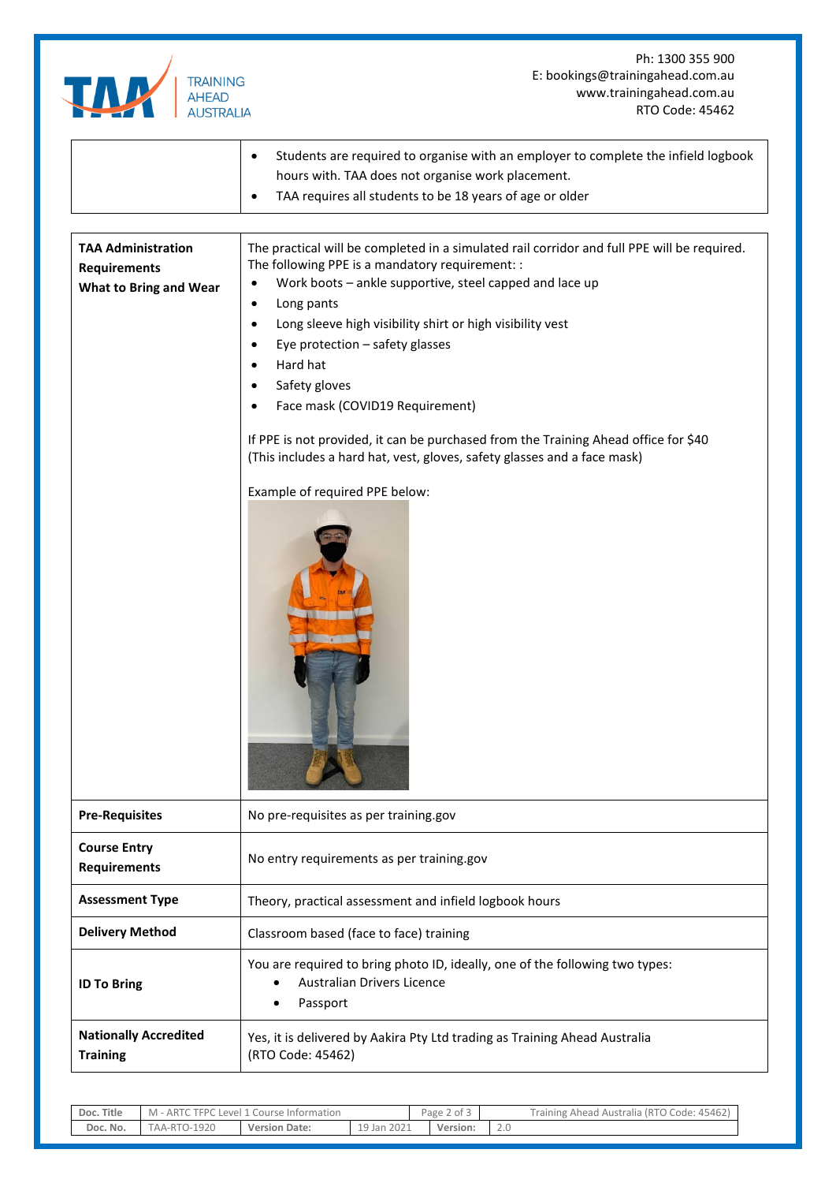|  |  |
|---|---|
|  | • Students are required to organise with an employer to complete the infield logbook hours with. TAA does not organise work placement.<br>• TAA requires all students to be 18 years of age or older |
| **TAA Administration Requirements What to Bring and Wear** | The practical will be completed in a simulated rail corridor and full PPE will be required. The following PPE is a mandatory requirement: :<br>• Work boots – ankle supportive, steel capped and lace up<br>• Long pants<br>• Long sleeve high visibility shirt or high visibility vest<br>• Eye protection – safety glasses<br>• Hard hat<br>• Safety gloves<br>• Face mask (COVID19 Requirement)<br><br>If PPE is not provided, it can be purchased from the Training Ahead office for $40 (This includes a hard hat, vest, gloves, safety glasses and a face mask)<br><br>Example of required PPE below: |
| **Pre-Requisites** | No pre-requisites as per training.gov |
| **Course Entry Requirements** | No entry requirements as per training.gov |
| **Assessment Type** | Theory, practical assessment and infield logbook hours |
| **Delivery Method** | Classroom based (face to face) training |
| **ID To Bring** | You are required to bring photo ID, ideally, one of the following two types:<br>• Australian Drivers Licence<br>• Passport |
| **Nationally Accredited Training** | Yes, it is delivered by Aakira Pty Ltd trading as Training Ahead Australia (RTO Code: 45462) |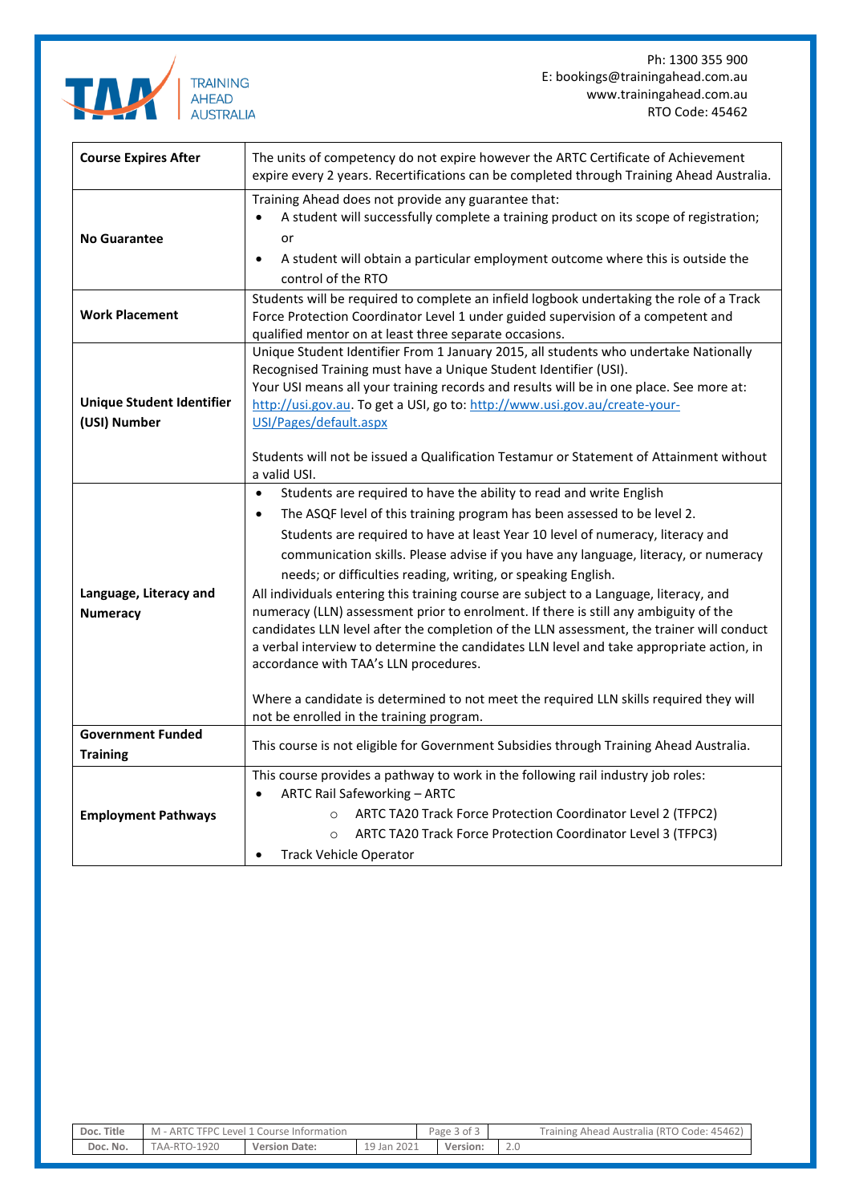| | |
|---|---|
| **Course Expires After** | The units of competency do not expire however the ARTC Certificate of Achievement expire every 2 years. Recertifications can be completed through Training Ahead Australia. |
| **No Guarantee** | Training Ahead does not provide any guarantee that:<br>• A student will successfully complete a training product on its scope of registration; or<br>• A student will obtain a particular employment outcome where this is outside the control of the RTO |
| **Work Placement** | Students will be required to complete an infield logbook undertaking the role of a Track Force Protection Coordinator Level 1 under guided supervision of a competent and qualified mentor on at least three separate occasions. |
| **Unique Student Identifier (USI) Number** | Unique Student Identifier From 1 January 2015, all students who undertake Nationally Recognised Training must have a Unique Student Identifier (USI).<br>Your USI means all your training records and results will be in one place. See more at: http://usi.gov.au. To get a USI, go to: http://www.usi.gov.au/create-your-USI/Pages/default.aspx<br><br>Students will not be issued a Qualification Testamur or Statement of Attainment without a valid USI. |
| **Language, Literacy and Numeracy** | • Students are required to have the ability to read and write English<br>• The ASQF level of this training program has been assessed to be level 2. Students are required to have at least Year 10 level of numeracy, literacy and communication skills. Please advise if you have any language, literacy, or numeracy needs; or difficulties reading, writing, or speaking English.<br>All individuals entering this training course are subject to a Language, literacy, and numeracy (LLN) assessment prior to enrolment. If there is still any ambiguity of the candidates LLN level after the completion of the LLN assessment, the trainer will conduct a verbal interview to determine the candidates LLN level and take appropriate action, in accordance with TAA's LLN procedures.<br><br>Where a candidate is determined to not meet the required LLN skills required they will not be enrolled in the training program. |
| **Government Funded Training** | This course is not eligible for Government Subsidies through Training Ahead Australia. |
| **Employment Pathways** | This course provides a pathway to work in the following rail industry job roles:<br>• ARTC Rail Safeworking – ARTC<br>  ○ ARTC TA20 Track Force Protection Coordinator Level 2 (TFPC2)<br>  ○ ARTC TA20 Track Force Protection Coordinator Level 3 (TFPC3)<br>• Track Vehicle Operator |